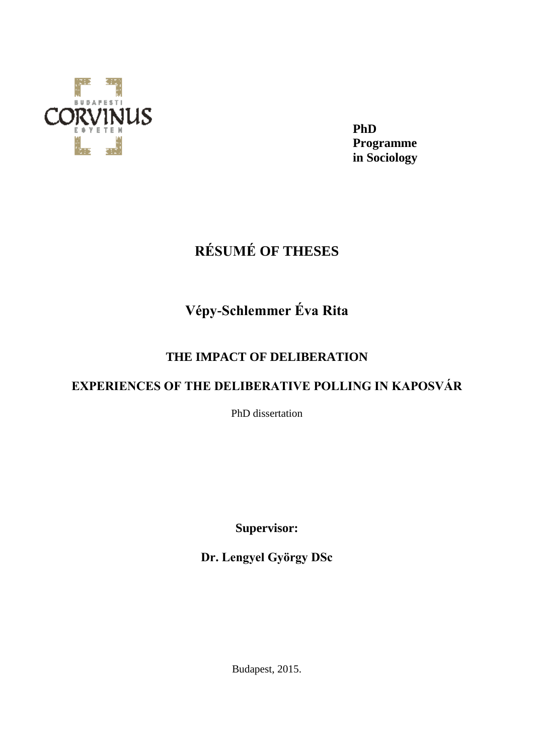BUDAPESTI CORVINUS EGYETEM

**PhD Programme in Sociology**

# RÉSUMÉ OF THESES

## Vépy-Schlemmer Éva Rita

### THE IMPACT OF DELIBERATION

### EXPERIENCES OF THE DELIBERATIVE POLLING IN KAPOSVÁR

PhD dissertation

**Supervisor:**

**Dr. Lengyel György DSc**

Budapest, 2015.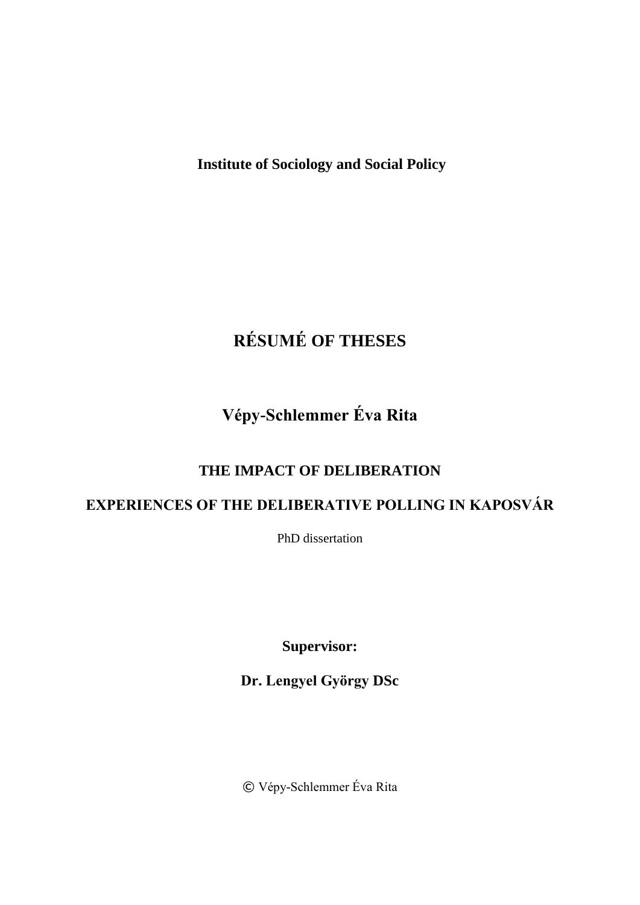**Institute of Sociology and Social Policy**

# RÉSUMÉ OF THESES

## Vépy-Schlemmer Éva Rita

### THE IMPACT OF DELIBERATION

### EXPERIENCES OF THE DELIBERATIVE POLLING IN KAPOSVÁR

PhD dissertation

**Supervisor:**

**Dr. Lengyel György DSc**

© Vépy-Schlemmer Éva Rita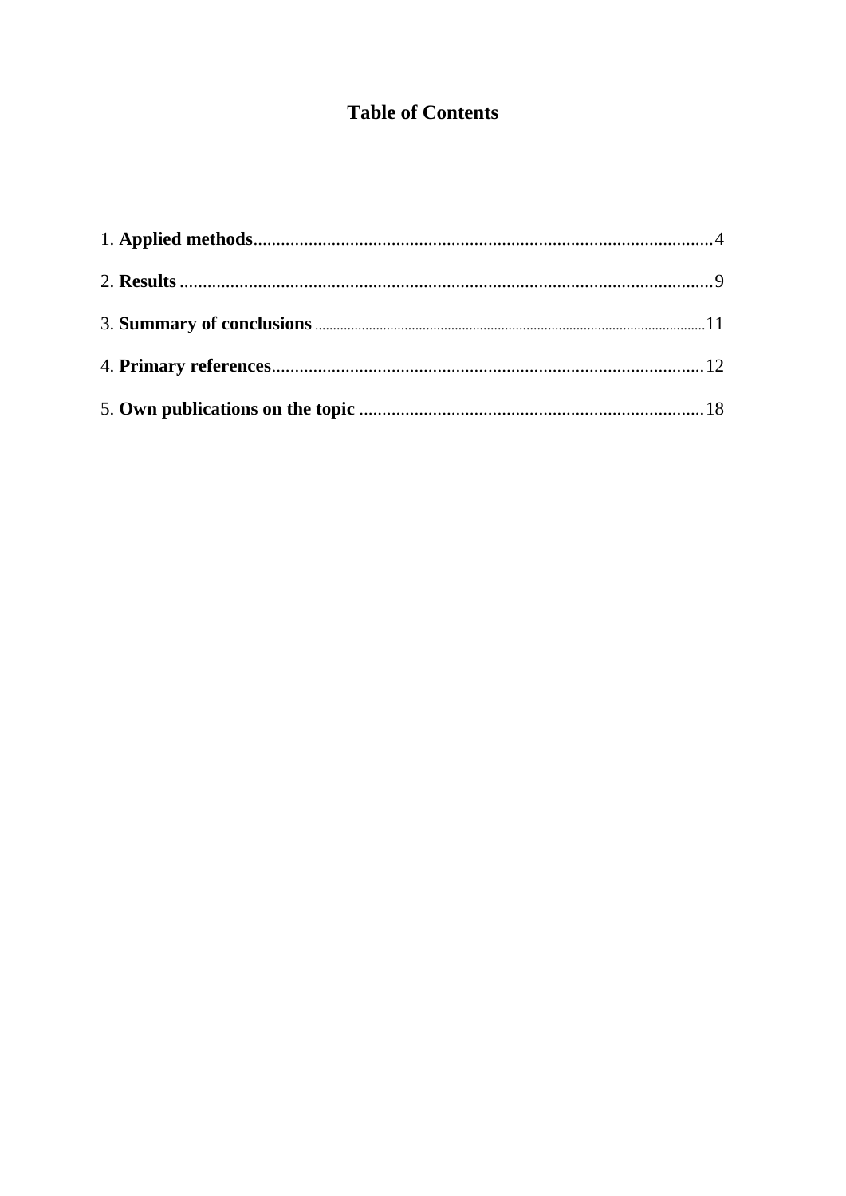# Table of Contents

1. **Applied methods**....................................................................................................4

2. **Results**....................................................................................................................9

3. **Summary of conclusions**.........................................................................................11

4. **Primary references**.................................................................................................12

5. **Own publications on the topic**...............................................................................18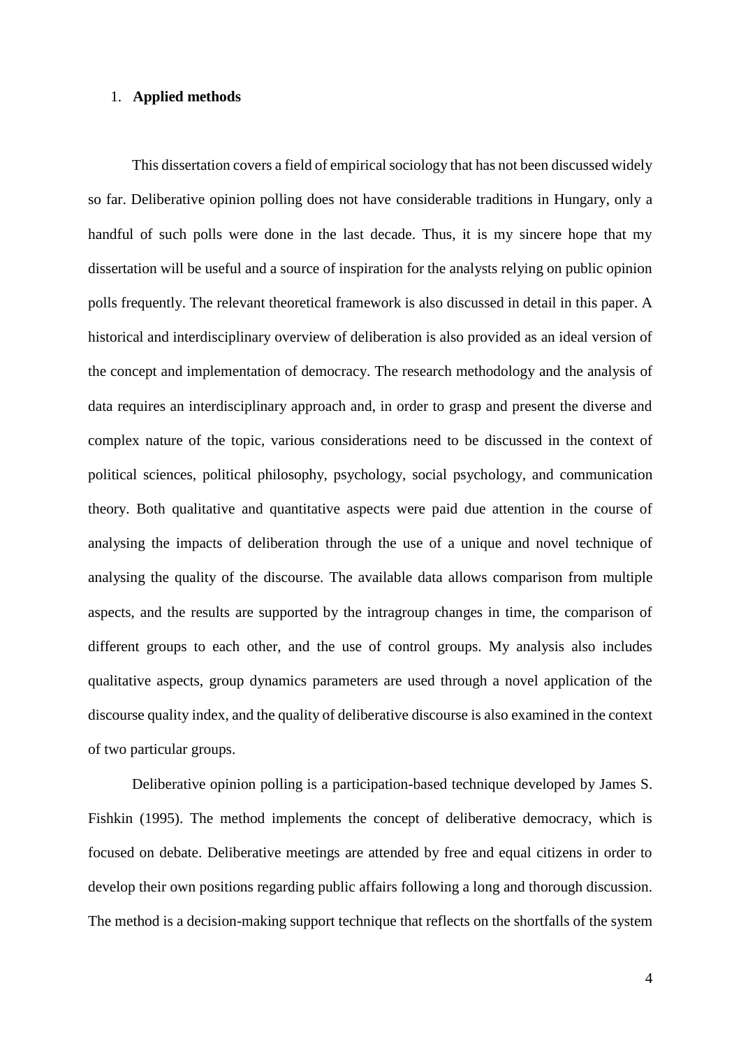## 1. **Applied methods**

This dissertation covers a field of empirical sociology that has not been discussed widely so far. Deliberative opinion polling does not have considerable traditions in Hungary, only a handful of such polls were done in the last decade. Thus, it is my sincere hope that my dissertation will be useful and a source of inspiration for the analysts relying on public opinion polls frequently. The relevant theoretical framework is also discussed in detail in this paper. A historical and interdisciplinary overview of deliberation is also provided as an ideal version of the concept and implementation of democracy. The research methodology and the analysis of data requires an interdisciplinary approach and, in order to grasp and present the diverse and complex nature of the topic, various considerations need to be discussed in the context of political sciences, political philosophy, psychology, social psychology, and communication theory. Both qualitative and quantitative aspects were paid due attention in the course of analysing the impacts of deliberation through the use of a unique and novel technique of analysing the quality of the discourse. The available data allows comparison from multiple aspects, and the results are supported by the intragroup changes in time, the comparison of different groups to each other, and the use of control groups. My analysis also includes qualitative aspects, group dynamics parameters are used through a novel application of the discourse quality index, and the quality of deliberative discourse is also examined in the context of two particular groups.

Deliberative opinion polling is a participation-based technique developed by James S. Fishkin (1995). The method implements the concept of deliberative democracy, which is focused on debate. Deliberative meetings are attended by free and equal citizens in order to develop their own positions regarding public affairs following a long and thorough discussion. The method is a decision-making support technique that reflects on the shortfalls of the system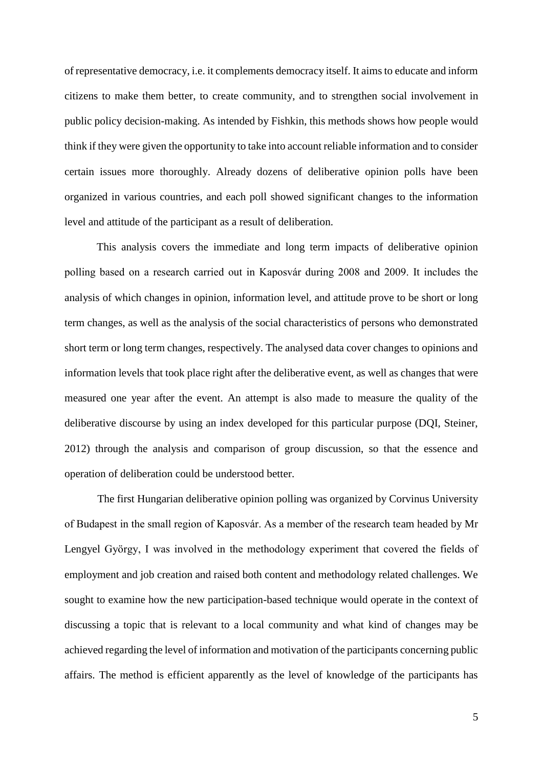of representative democracy, i.e. it complements democracy itself. It aims to educate and inform citizens to make them better, to create community, and to strengthen social involvement in public policy decision-making. As intended by Fishkin, this methods shows how people would think if they were given the opportunity to take into account reliable information and to consider certain issues more thoroughly. Already dozens of deliberative opinion polls have been organized in various countries, and each poll showed significant changes to the information level and attitude of the participant as a result of deliberation.

This analysis covers the immediate and long term impacts of deliberative opinion polling based on a research carried out in Kaposvár during 2008 and 2009. It includes the analysis of which changes in opinion, information level, and attitude prove to be short or long term changes, as well as the analysis of the social characteristics of persons who demonstrated short term or long term changes, respectively. The analysed data cover changes to opinions and information levels that took place right after the deliberative event, as well as changes that were measured one year after the event. An attempt is also made to measure the quality of the deliberative discourse by using an index developed for this particular purpose (DQI, Steiner, 2012) through the analysis and comparison of group discussion, so that the essence and operation of deliberation could be understood better.

The first Hungarian deliberative opinion polling was organized by Corvinus University of Budapest in the small region of Kaposvár. As a member of the research team headed by Mr Lengyel György, I was involved in the methodology experiment that covered the fields of employment and job creation and raised both content and methodology related challenges. We sought to examine how the new participation-based technique would operate in the context of discussing a topic that is relevant to a local community and what kind of changes may be achieved regarding the level of information and motivation of the participants concerning public affairs. The method is efficient apparently as the level of knowledge of the participants has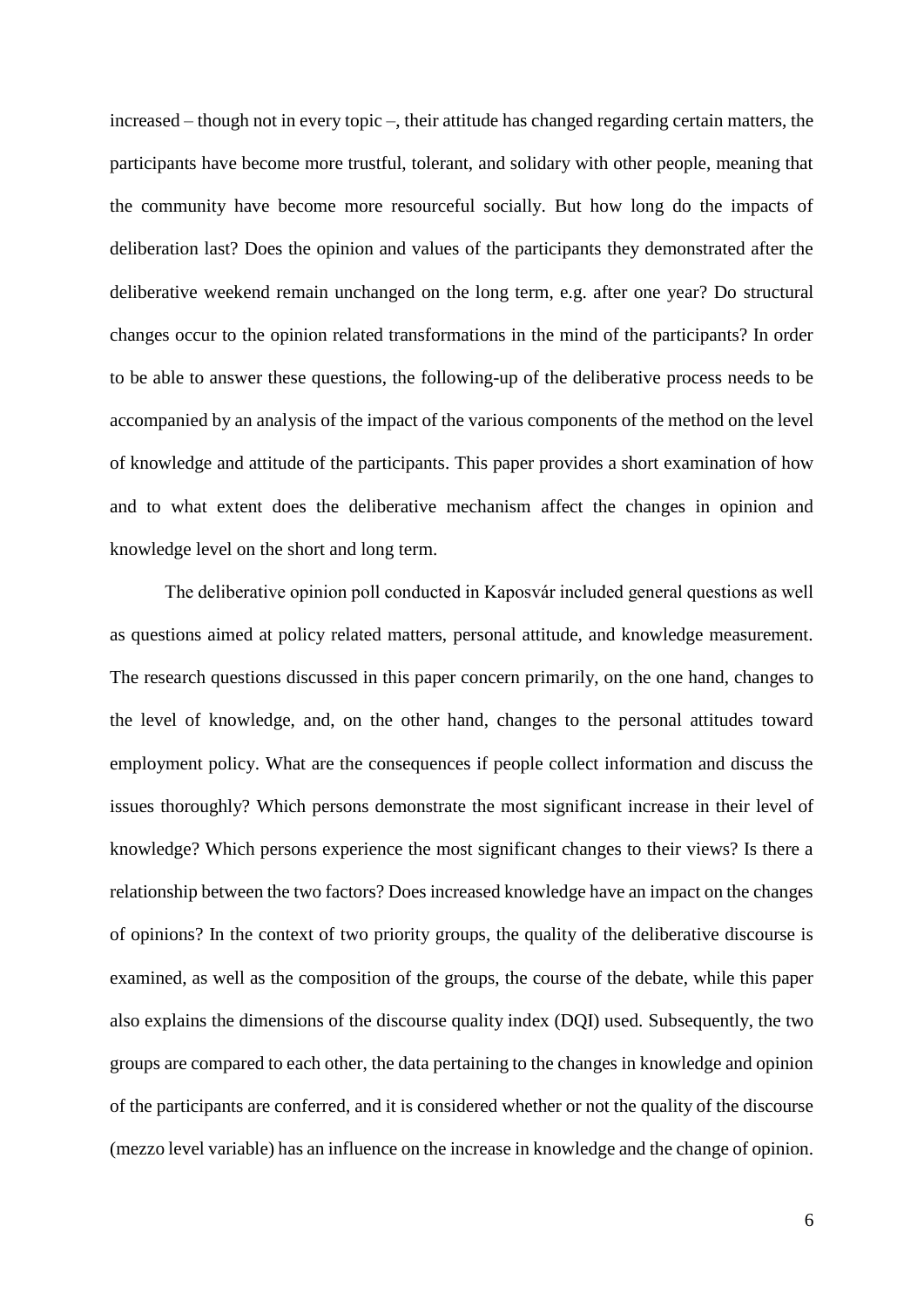increased – though not in every topic –, their attitude has changed regarding certain matters, the participants have become more trustful, tolerant, and solidary with other people, meaning that the community have become more resourceful socially. But how long do the impacts of deliberation last? Does the opinion and values of the participants they demonstrated after the deliberative weekend remain unchanged on the long term, e.g. after one year? Do structural changes occur to the opinion related transformations in the mind of the participants? In order to be able to answer these questions, the following-up of the deliberative process needs to be accompanied by an analysis of the impact of the various components of the method on the level of knowledge and attitude of the participants. This paper provides a short examination of how and to what extent does the deliberative mechanism affect the changes in opinion and knowledge level on the short and long term.

The deliberative opinion poll conducted in Kaposvár included general questions as well as questions aimed at policy related matters, personal attitude, and knowledge measurement. The research questions discussed in this paper concern primarily, on the one hand, changes to the level of knowledge, and, on the other hand, changes to the personal attitudes toward employment policy. What are the consequences if people collect information and discuss the issues thoroughly? Which persons demonstrate the most significant increase in their level of knowledge? Which persons experience the most significant changes to their views? Is there a relationship between the two factors? Does increased knowledge have an impact on the changes of opinions? In the context of two priority groups, the quality of the deliberative discourse is examined, as well as the composition of the groups, the course of the debate, while this paper also explains the dimensions of the discourse quality index (DQI) used. Subsequently, the two groups are compared to each other, the data pertaining to the changes in knowledge and opinion of the participants are conferred, and it is considered whether or not the quality of the discourse (mezzo level variable) has an influence on the increase in knowledge and the change of opinion.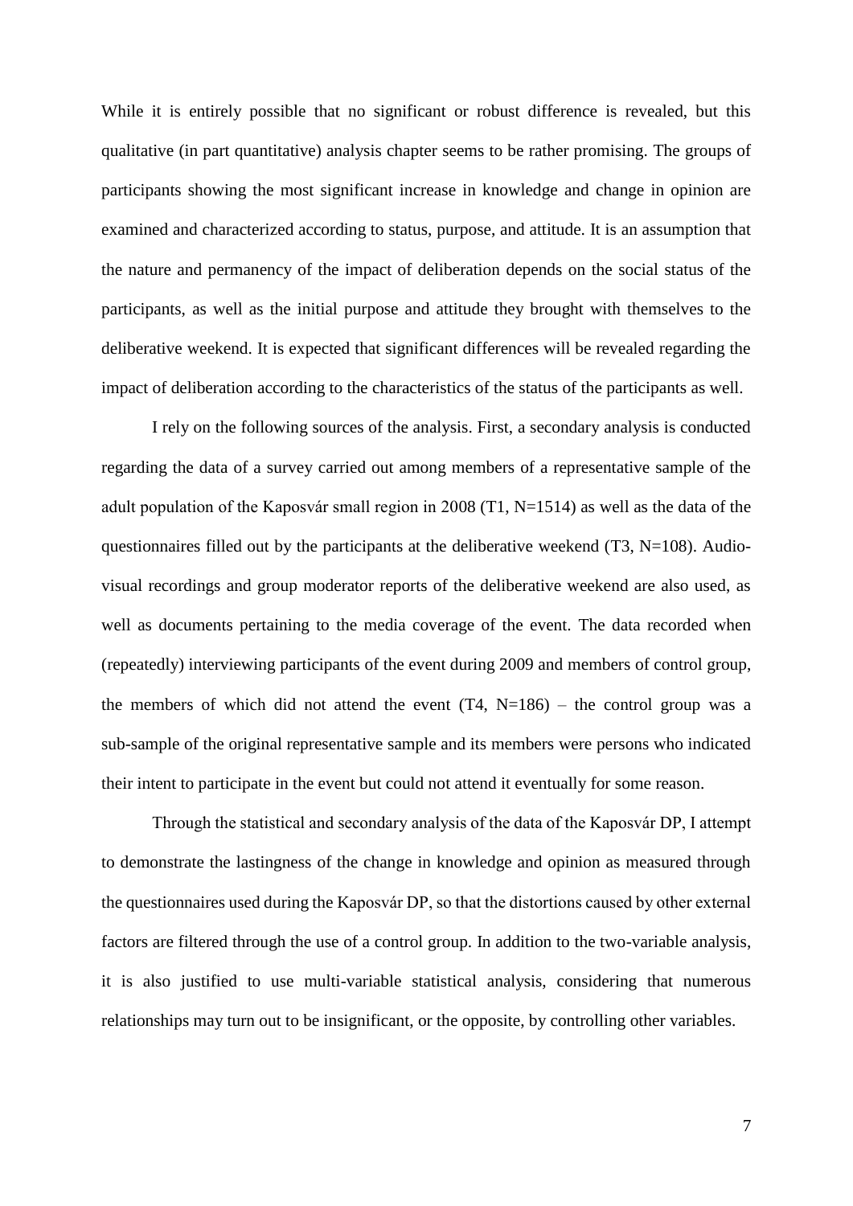While it is entirely possible that no significant or robust difference is revealed, but this qualitative (in part quantitative) analysis chapter seems to be rather promising. The groups of participants showing the most significant increase in knowledge and change in opinion are examined and characterized according to status, purpose, and attitude. It is an assumption that the nature and permanency of the impact of deliberation depends on the social status of the participants, as well as the initial purpose and attitude they brought with themselves to the deliberative weekend. It is expected that significant differences will be revealed regarding the impact of deliberation according to the characteristics of the status of the participants as well.

I rely on the following sources of the analysis. First, a secondary analysis is conducted regarding the data of a survey carried out among members of a representative sample of the adult population of the Kaposvár small region in 2008 (T1, N=1514) as well as the data of the questionnaires filled out by the participants at the deliberative weekend (T3, N=108). Audio-visual recordings and group moderator reports of the deliberative weekend are also used, as well as documents pertaining to the media coverage of the event. The data recorded when (repeatedly) interviewing participants of the event during 2009 and members of control group, the members of which did not attend the event (T4, N=186) – the control group was a sub-sample of the original representative sample and its members were persons who indicated their intent to participate in the event but could not attend it eventually for some reason.

Through the statistical and secondary analysis of the data of the Kaposvár DP, I attempt to demonstrate the lastingness of the change in knowledge and opinion as measured through the questionnaires used during the Kaposvár DP, so that the distortions caused by other external factors are filtered through the use of a control group. In addition to the two-variable analysis, it is also justified to use multi-variable statistical analysis, considering that numerous relationships may turn out to be insignificant, or the opposite, by controlling other variables.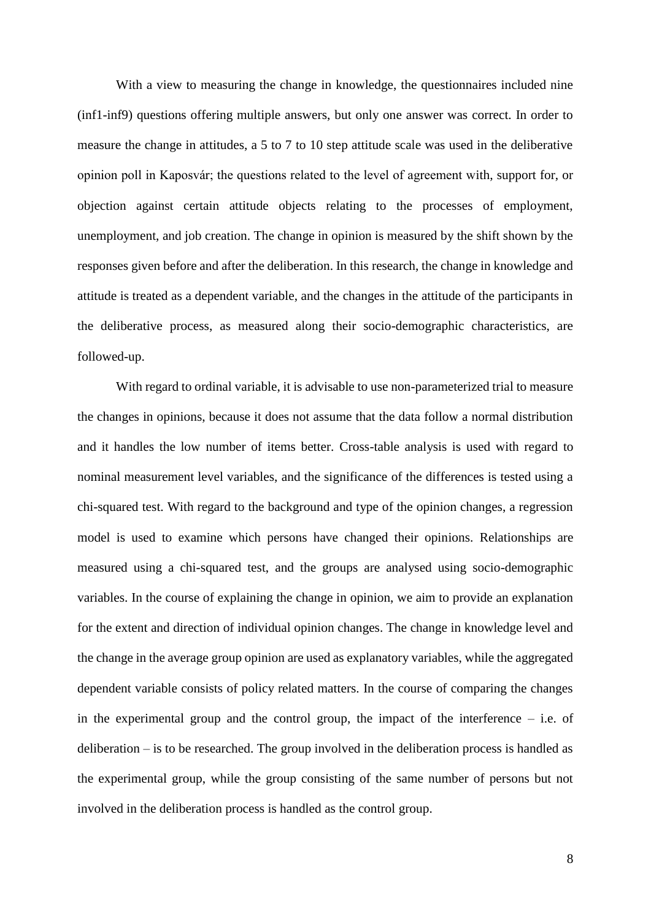With a view to measuring the change in knowledge, the questionnaires included nine (inf1-inf9) questions offering multiple answers, but only one answer was correct. In order to measure the change in attitudes, a 5 to 7 to 10 step attitude scale was used in the deliberative opinion poll in Kaposvár; the questions related to the level of agreement with, support for, or objection against certain attitude objects relating to the processes of employment, unemployment, and job creation. The change in opinion is measured by the shift shown by the responses given before and after the deliberation. In this research, the change in knowledge and attitude is treated as a dependent variable, and the changes in the attitude of the participants in the deliberative process, as measured along their socio-demographic characteristics, are followed-up.

With regard to ordinal variable, it is advisable to use non-parameterized trial to measure the changes in opinions, because it does not assume that the data follow a normal distribution and it handles the low number of items better. Cross-table analysis is used with regard to nominal measurement level variables, and the significance of the differences is tested using a chi-squared test. With regard to the background and type of the opinion changes, a regression model is used to examine which persons have changed their opinions. Relationships are measured using a chi-squared test, and the groups are analysed using socio-demographic variables. In the course of explaining the change in opinion, we aim to provide an explanation for the extent and direction of individual opinion changes. The change in knowledge level and the change in the average group opinion are used as explanatory variables, while the aggregated dependent variable consists of policy related matters. In the course of comparing the changes in the experimental group and the control group, the impact of the interference – i.e. of deliberation – is to be researched. The group involved in the deliberation process is handled as the experimental group, while the group consisting of the same number of persons but not involved in the deliberation process is handled as the control group.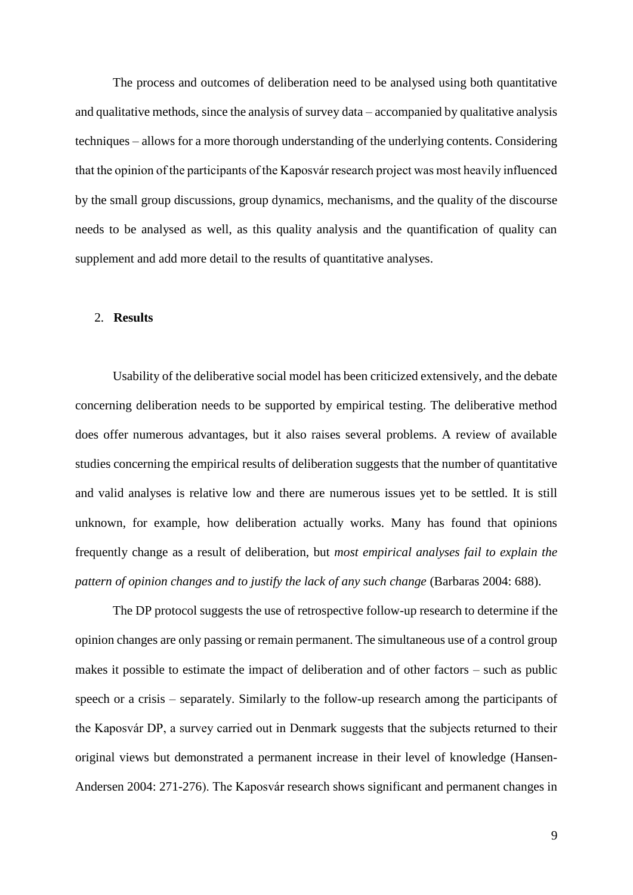The process and outcomes of deliberation need to be analysed using both quantitative and qualitative methods, since the analysis of survey data – accompanied by qualitative analysis techniques – allows for a more thorough understanding of the underlying contents. Considering that the opinion of the participants of the Kaposvár research project was most heavily influenced by the small group discussions, group dynamics, mechanisms, and the quality of the discourse needs to be analysed as well, as this quality analysis and the quantification of quality can supplement and add more detail to the results of quantitative analyses.

## 2. **Results**

Usability of the deliberative social model has been criticized extensively, and the debate concerning deliberation needs to be supported by empirical testing. The deliberative method does offer numerous advantages, but it also raises several problems. A review of available studies concerning the empirical results of deliberation suggests that the number of quantitative and valid analyses is relative low and there are numerous issues yet to be settled. It is still unknown, for example, how deliberation actually works. Many has found that opinions frequently change as a result of deliberation, but *most empirical analyses fail to explain the pattern of opinion changes and to justify the lack of any such change* (Barbaras 2004: 688).

The DP protocol suggests the use of retrospective follow-up research to determine if the opinion changes are only passing or remain permanent. The simultaneous use of a control group makes it possible to estimate the impact of deliberation and of other factors – such as public speech or a crisis – separately. Similarly to the follow-up research among the participants of the Kaposvár DP, a survey carried out in Denmark suggests that the subjects returned to their original views but demonstrated a permanent increase in their level of knowledge (Hansen-Andersen 2004: 271-276). The Kaposvár research shows significant and permanent changes in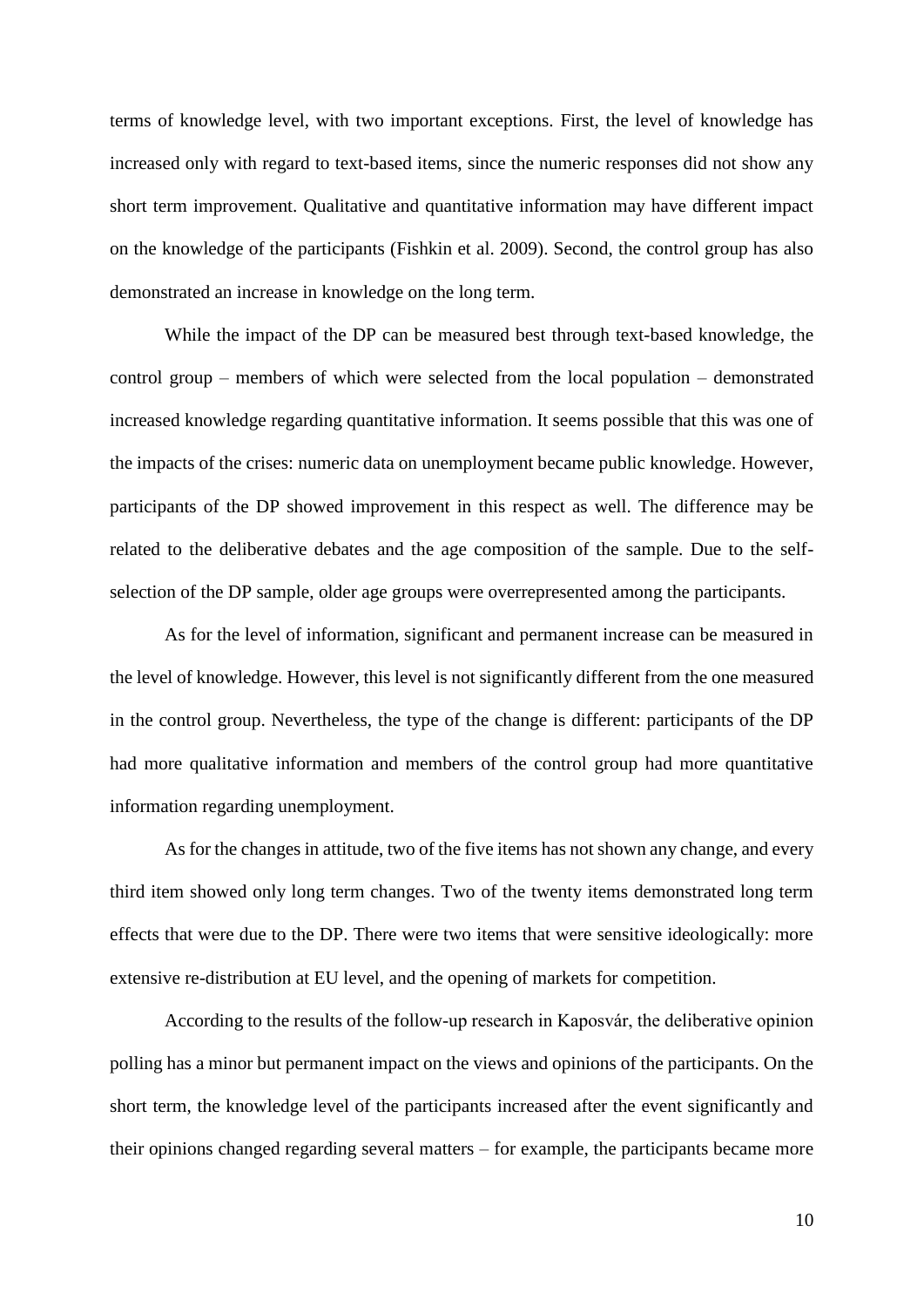terms of knowledge level, with two important exceptions. First, the level of knowledge has increased only with regard to text-based items, since the numeric responses did not show any short term improvement. Qualitative and quantitative information may have different impact on the knowledge of the participants (Fishkin et al. 2009). Second, the control group has also demonstrated an increase in knowledge on the long term.

While the impact of the DP can be measured best through text-based knowledge, the control group – members of which were selected from the local population – demonstrated increased knowledge regarding quantitative information. It seems possible that this was one of the impacts of the crises: numeric data on unemployment became public knowledge. However, participants of the DP showed improvement in this respect as well. The difference may be related to the deliberative debates and the age composition of the sample. Due to the self-selection of the DP sample, older age groups were overrepresented among the participants.

As for the level of information, significant and permanent increase can be measured in the level of knowledge. However, this level is not significantly different from the one measured in the control group. Nevertheless, the type of the change is different: participants of the DP had more qualitative information and members of the control group had more quantitative information regarding unemployment.

As for the changes in attitude, two of the five items has not shown any change, and every third item showed only long term changes. Two of the twenty items demonstrated long term effects that were due to the DP. There were two items that were sensitive ideologically: more extensive re-distribution at EU level, and the opening of markets for competition.

According to the results of the follow-up research in Kaposvár, the deliberative opinion polling has a minor but permanent impact on the views and opinions of the participants. On the short term, the knowledge level of the participants increased after the event significantly and their opinions changed regarding several matters – for example, the participants became more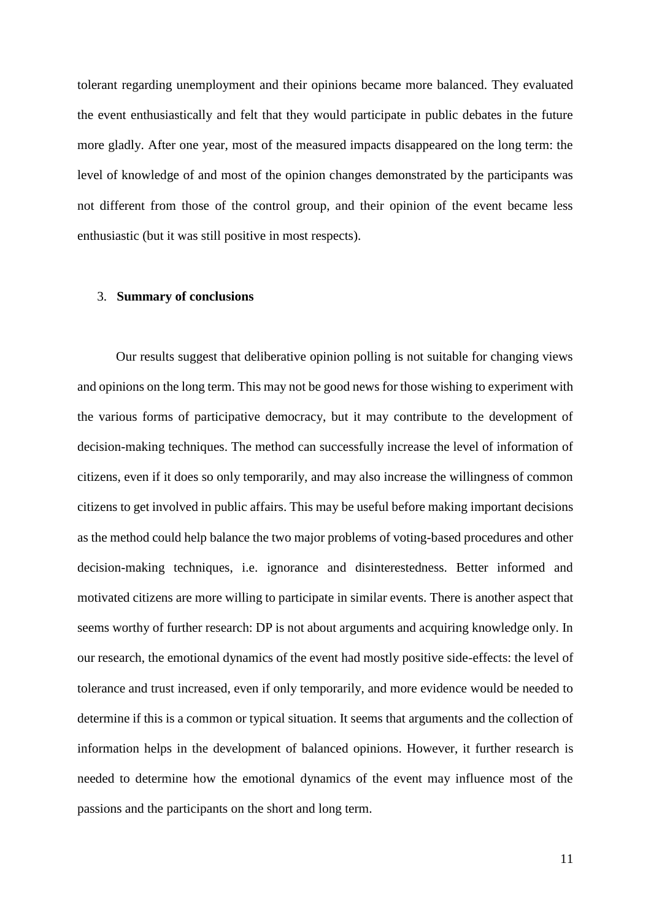tolerant regarding unemployment and their opinions became more balanced. They evaluated the event enthusiastically and felt that they would participate in public debates in the future more gladly. After one year, most of the measured impacts disappeared on the long term: the level of knowledge of and most of the opinion changes demonstrated by the participants was not different from those of the control group, and their opinion of the event became less enthusiastic (but it was still positive in most respects).

## 3. **Summary of conclusions**

Our results suggest that deliberative opinion polling is not suitable for changing views and opinions on the long term. This may not be good news for those wishing to experiment with the various forms of participative democracy, but it may contribute to the development of decision-making techniques. The method can successfully increase the level of information of citizens, even if it does so only temporarily, and may also increase the willingness of common citizens to get involved in public affairs. This may be useful before making important decisions as the method could help balance the two major problems of voting-based procedures and other decision-making techniques, i.e. ignorance and disinterestedness. Better informed and motivated citizens are more willing to participate in similar events. There is another aspect that seems worthy of further research: DP is not about arguments and acquiring knowledge only. In our research, the emotional dynamics of the event had mostly positive side-effects: the level of tolerance and trust increased, even if only temporarily, and more evidence would be needed to determine if this is a common or typical situation. It seems that arguments and the collection of information helps in the development of balanced opinions. However, it further research is needed to determine how the emotional dynamics of the event may influence most of the passions and the participants on the short and long term.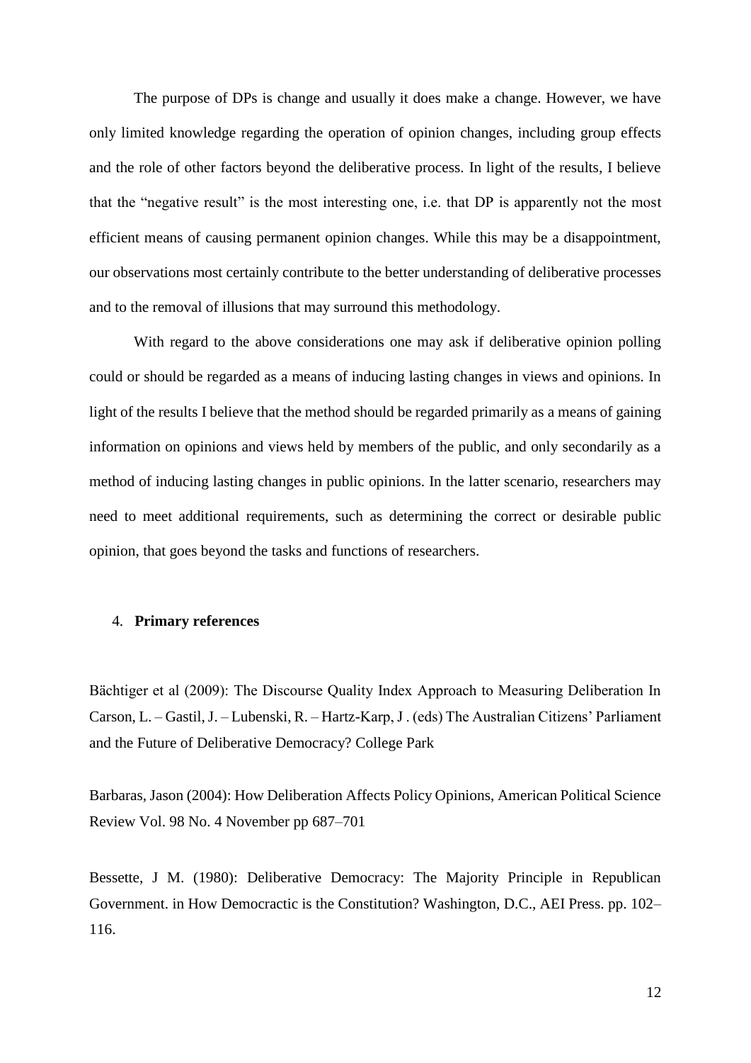The purpose of DPs is change and usually it does make a change. However, we have only limited knowledge regarding the operation of opinion changes, including group effects and the role of other factors beyond the deliberative process. In light of the results, I believe that the "negative result" is the most interesting one, i.e. that DP is apparently not the most efficient means of causing permanent opinion changes. While this may be a disappointment, our observations most certainly contribute to the better understanding of deliberative processes and to the removal of illusions that may surround this methodology.

With regard to the above considerations one may ask if deliberative opinion polling could or should be regarded as a means of inducing lasting changes in views and opinions. In light of the results I believe that the method should be regarded primarily as a means of gaining information on opinions and views held by members of the public, and only secondarily as a method of inducing lasting changes in public opinions. In the latter scenario, researchers may need to meet additional requirements, such as determining the correct or desirable public opinion, that goes beyond the tasks and functions of researchers.

## 4. **Primary references**

Bächtiger et al (2009): The Discourse Quality Index Approach to Measuring Deliberation In Carson, L. – Gastil, J. – Lubenski, R. – Hartz-Karp, J . (eds) The Australian Citizens' Parliament and the Future of Deliberative Democracy? College Park

Barbaras, Jason (2004): How Deliberation Affects Policy Opinions, American Political Science Review Vol. 98 No. 4 November pp 687–701

Bessette, J M. (1980): Deliberative Democracy: The Majority Principle in Republican Government. in How Democractic is the Constitution? Washington, D.C., AEI Press. pp. 102–116.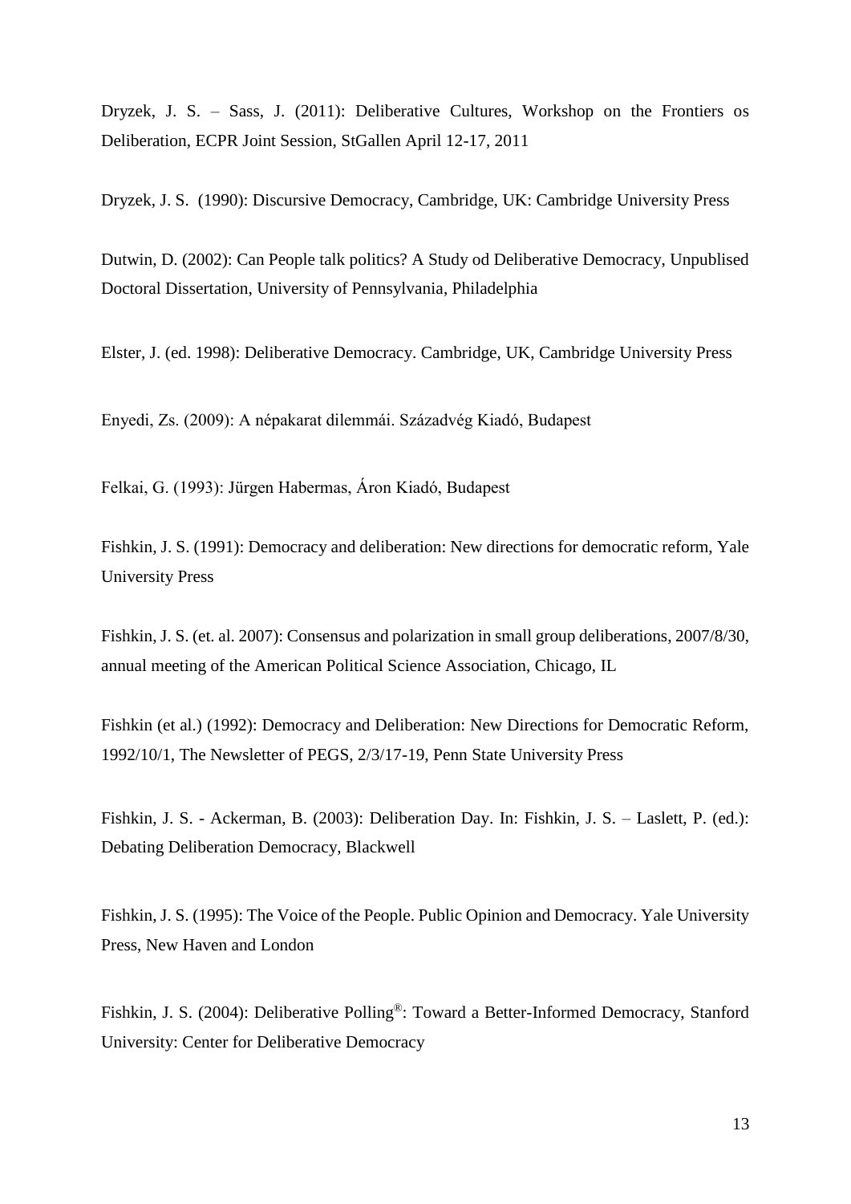Dryzek, J. S. – Sass, J. (2011): Deliberative Cultures, Workshop on the Frontiers os Deliberation, ECPR Joint Session, StGallen April 12-17, 2011

Dryzek, J. S. (1990): Discursive Democracy, Cambridge, UK: Cambridge University Press

Dutwin, D. (2002): Can People talk politics? A Study od Deliberative Democracy, Unpublised Doctoral Dissertation, University of Pennsylvania, Philadelphia

Elster, J. (ed. 1998): Deliberative Democracy. Cambridge, UK, Cambridge University Press

Enyedi, Zs. (2009): A népakarat dilemmái. Századvég Kiadó, Budapest

Felkai, G. (1993): Jürgen Habermas, Áron Kiadó, Budapest

Fishkin, J. S. (1991): Democracy and deliberation: New directions for democratic reform, Yale University Press

Fishkin, J. S. (et. al. 2007): Consensus and polarization in small group deliberations, 2007/8/30, annual meeting of the American Political Science Association, Chicago, IL

Fishkin (et al.) (1992): Democracy and Deliberation: New Directions for Democratic Reform, 1992/10/1, The Newsletter of PEGS, 2/3/17-19, Penn State University Press

Fishkin, J. S. - Ackerman, B. (2003): Deliberation Day. In: Fishkin, J. S. – Laslett, P. (ed.): Debating Deliberation Democracy, Blackwell

Fishkin, J. S. (1995): The Voice of the People. Public Opinion and Democracy. Yale University Press, New Haven and London

Fishkin, J. S. (2004): Deliberative Polling®: Toward a Better-Informed Democracy, Stanford University: Center for Deliberative Democracy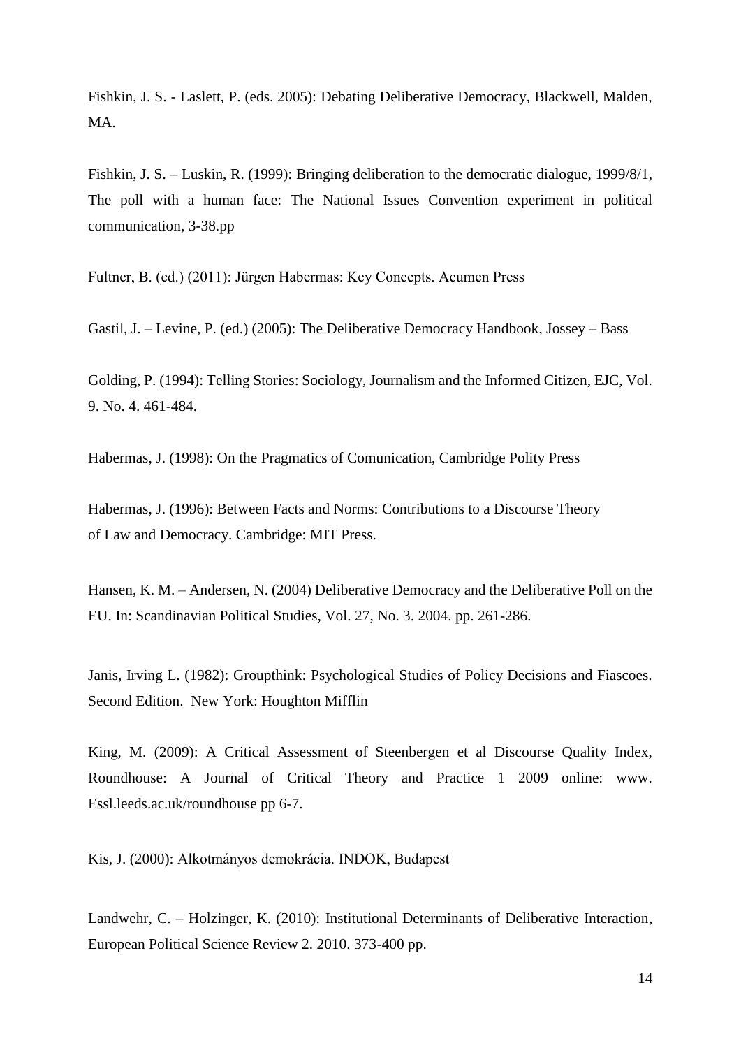Fishkin, J. S. - Laslett, P. (eds. 2005): Debating Deliberative Democracy, Blackwell, Malden, MA.

Fishkin, J. S. – Luskin, R. (1999): Bringing deliberation to the democratic dialogue, 1999/8/1, The poll with a human face: The National Issues Convention experiment in political communication, 3-38.pp

Fultner, B. (ed.) (2011): Jürgen Habermas: Key Concepts. Acumen Press

Gastil, J. – Levine, P. (ed.) (2005): The Deliberative Democracy Handbook, Jossey – Bass

Golding, P. (1994): Telling Stories: Sociology, Journalism and the Informed Citizen, EJC, Vol. 9. No. 4. 461-484.

Habermas, J. (1998): On the Pragmatics of Comunication, Cambridge Polity Press

Habermas, J. (1996): Between Facts and Norms: Contributions to a Discourse Theory of Law and Democracy. Cambridge: MIT Press.

Hansen, K. M. – Andersen, N. (2004) Deliberative Democracy and the Deliberative Poll on the EU. In: Scandinavian Political Studies, Vol. 27, No. 3. 2004. pp. 261-286.

Janis, Irving L. (1982): Groupthink: Psychological Studies of Policy Decisions and Fiascoes. Second Edition. New York: Houghton Mifflin

King, M. (2009): A Critical Assessment of Steenbergen et al Discourse Quality Index, Roundhouse: A Journal of Critical Theory and Practice 1 2009 online: www. Essl.leeds.ac.uk/roundhouse pp 6-7.

Kis, J. (2000): Alkotmányos demokrácia. INDOK, Budapest

Landwehr, C. – Holzinger, K. (2010): Institutional Determinants of Deliberative Interaction, European Political Science Review 2. 2010. 373-400 pp.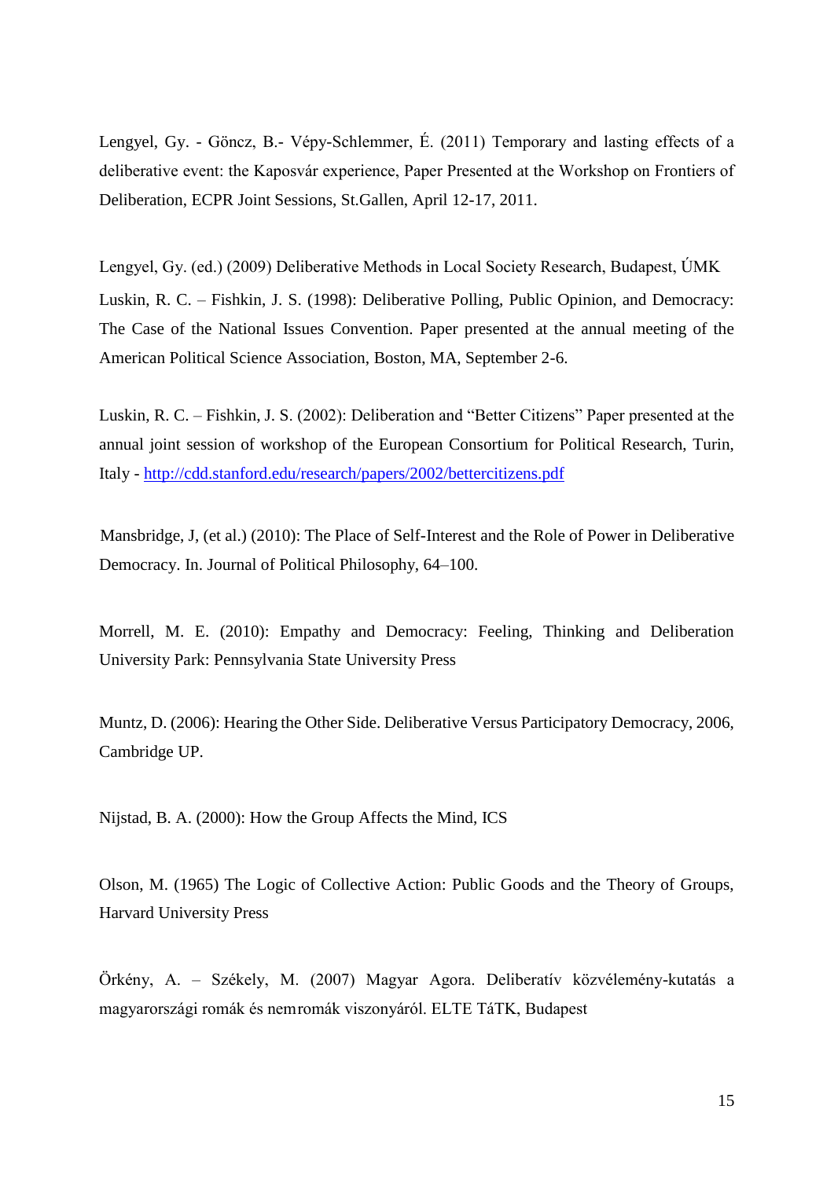Lengyel, Gy. - Göncz, B.- Vépy-Schlemmer, É. (2011) Temporary and lasting effects of a deliberative event: the Kaposvár experience, Paper Presented at the Workshop on Frontiers of Deliberation, ECPR Joint Sessions, St.Gallen, April 12-17, 2011.

Lengyel, Gy. (ed.) (2009) Deliberative Methods in Local Society Research, Budapest, ÚMK

Luskin, R. C. – Fishkin, J. S. (1998): Deliberative Polling, Public Opinion, and Democracy: The Case of the National Issues Convention. Paper presented at the annual meeting of the American Political Science Association, Boston, MA, September 2-6.

Luskin, R. C. – Fishkin, J. S. (2002): Deliberation and "Better Citizens" Paper presented at the annual joint session of workshop of the European Consortium for Political Research, Turin, Italy - http://cdd.stanford.edu/research/papers/2002/bettercitizens.pdf

Mansbridge, J, (et al.) (2010): The Place of Self-Interest and the Role of Power in Deliberative Democracy. In. Journal of Political Philosophy, 64–100.

Morrell, M. E. (2010): Empathy and Democracy: Feeling, Thinking and Deliberation University Park: Pennsylvania State University Press

Muntz, D. (2006): Hearing the Other Side. Deliberative Versus Participatory Democracy, 2006, Cambridge UP.

Nijstad, B. A. (2000): How the Group Affects the Mind, ICS

Olson, M. (1965) The Logic of Collective Action: Public Goods and the Theory of Groups, Harvard University Press

Örkény, A. – Székely, M. (2007) Magyar Agora. Deliberatív közvélemény-kutatás a magyarországi romák és nemromák viszonyáról. ELTE TáTK, Budapest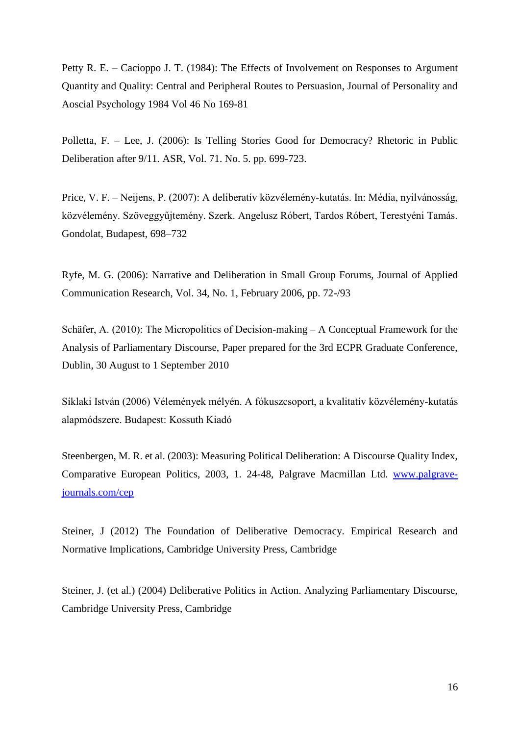Petty R. E. – Cacioppo J. T. (1984): The Effects of Involvement on Responses to Argument Quantity and Quality: Central and Peripheral Routes to Persuasion, Journal of Personality and Aoscial Psychology 1984 Vol 46 No 169-81

Polletta, F. – Lee, J. (2006): Is Telling Stories Good for Democracy? Rhetoric in Public Deliberation after 9/11. ASR, Vol. 71. No. 5. pp. 699-723.

Price, V. F. – Neijens, P. (2007): A deliberatív közvélemény-kutatás. In: Média, nyilvánosság, közvélemény. Szöveggyűjtemény. Szerk. Angelusz Róbert, Tardos Róbert, Terestyéni Tamás. Gondolat, Budapest, 698–732

Ryfe, M. G. (2006): Narrative and Deliberation in Small Group Forums, Journal of Applied Communication Research, Vol. 34, No. 1, February 2006, pp. 72-/93

Schäfer, A. (2010): The Micropolitics of Decision-making – A Conceptual Framework for the Analysis of Parliamentary Discourse, Paper prepared for the 3rd ECPR Graduate Conference, Dublin, 30 August to 1 September 2010

Síklaki István (2006) Vélemények mélyén. A fókuszcsoport, a kvalitatív közvélemény-kutatás alapmódszere. Budapest: Kossuth Kiadó

Steenbergen, M. R. et al. (2003): Measuring Political Deliberation: A Discourse Quality Index, Comparative European Politics, 2003, 1. 24-48, Palgrave Macmillan Ltd. www.palgrave-journals.com/cep

Steiner, J (2012) The Foundation of Deliberative Democracy. Empirical Research and Normative Implications, Cambridge University Press, Cambridge

Steiner, J. (et al.) (2004) Deliberative Politics in Action. Analyzing Parliamentary Discourse, Cambridge University Press, Cambridge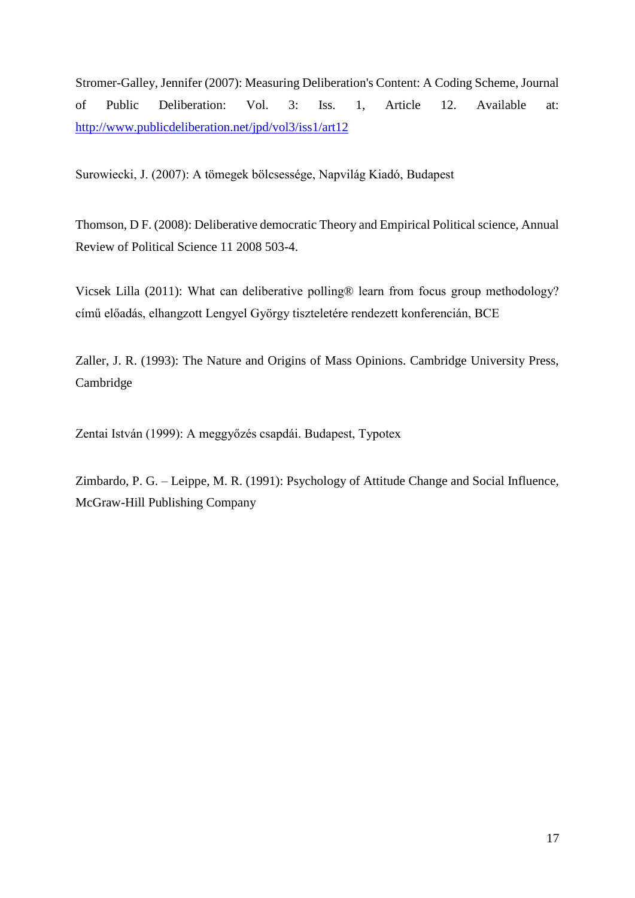Stromer-Galley, Jennifer (2007): Measuring Deliberation's Content: A Coding Scheme, Journal of Public Deliberation: Vol. 3: Iss. 1, Article 12. Available at: http://www.publicdeliberation.net/jpd/vol3/iss1/art12

Surowiecki, J. (2007): A tömegek bölcsessége, Napvilág Kiadó, Budapest

Thomson, D F. (2008): Deliberative democratic Theory and Empirical Political science, Annual Review of Political Science 11 2008 503-4.

Vicsek Lilla (2011): What can deliberative polling® learn from focus group methodology? című előadás, elhangzott Lengyel György tiszteletére rendezett konferencián, BCE

Zaller, J. R. (1993): The Nature and Origins of Mass Opinions. Cambridge University Press, Cambridge

Zentai István (1999): A meggyőzés csapdái. Budapest, Typotex

Zimbardo, P. G. – Leippe, M. R. (1991): Psychology of Attitude Change and Social Influence, McGraw-Hill Publishing Company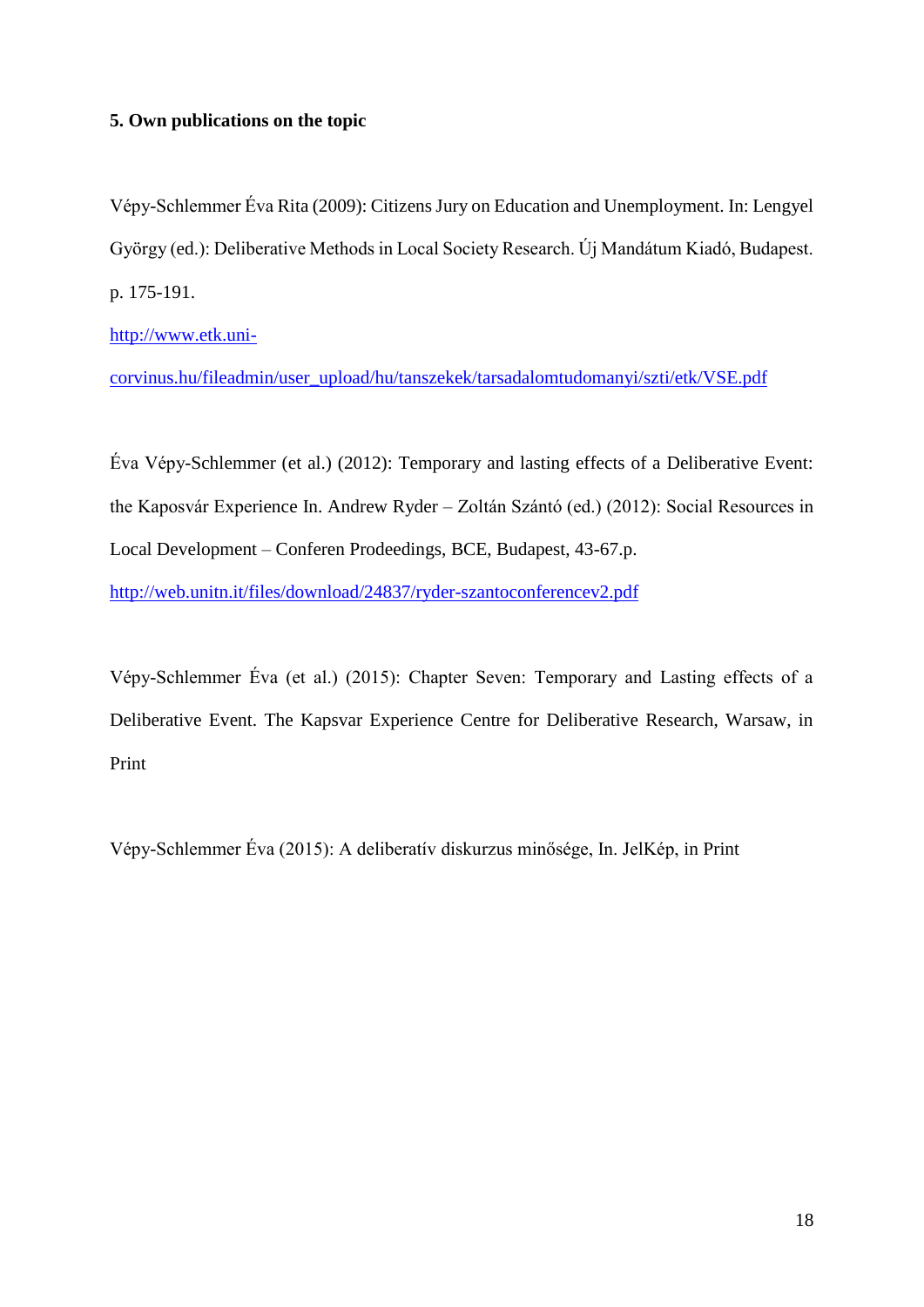## 5. Own publications on the topic

Vépy-Schlemmer Éva Rita (2009): Citizens Jury on Education and Unemployment. In: Lengyel György (ed.): Deliberative Methods in Local Society Research. Új Mandátum Kiadó, Budapest. p. 175-191.

http://www.etk.uni-corvinus.hu/fileadmin/user_upload/hu/tanszekek/tarsadalomtudomanyi/szti/etk/VSE.pdf

Éva Vépy-Schlemmer (et al.) (2012): Temporary and lasting effects of a Deliberative Event: the Kaposvár Experience In. Andrew Ryder – Zoltán Szántó (ed.) (2012): Social Resources in Local Development – Conferen Prodeedings, BCE, Budapest, 43-67.p.

http://web.unitn.it/files/download/24837/ryder-szantoconferencev2.pdf

Vépy-Schlemmer Éva (et al.) (2015): Chapter Seven: Temporary and Lasting effects of a Deliberative Event. The Kapsvar Experience Centre for Deliberative Research, Warsaw, in Print

Vépy-Schlemmer Éva (2015): A deliberatív diskurzus minősége, In. JelKép, in Print